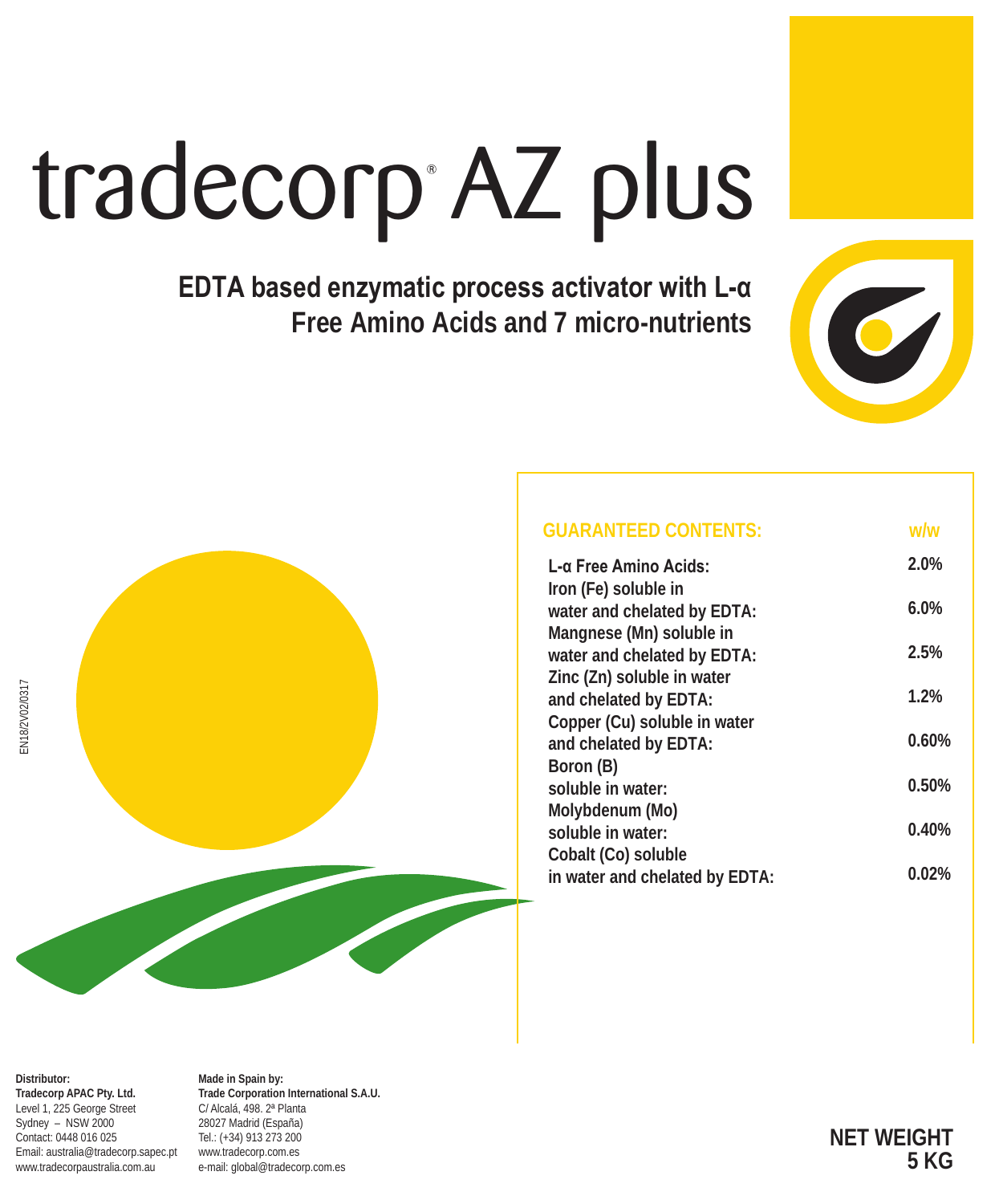# tradecorp® AZ plus

## EDTA based enzymatic process activator with L-α Free Amino Acids and 7 micro-nutrients

| GUARANTEED CONTENTS: | w/w |
|---|---|
| L-α Free Amino Acids: | 2.0% |
| Iron (Fe) soluble in water and chelated by EDTA: | 6.0% |
| Mangnese (Mn) soluble in water and chelated by EDTA: | 2.5% |
| Zinc (Zn) soluble in water and chelated by EDTA: | 1.2% |
| Copper (Cu) soluble in water and chelated by EDTA: | 0.60% |
| Boron (B) soluble in water: | 0.50% |
| Molybdenum (Mo) soluble in water: | 0.40% |
| Cobalt (Co) soluble in water and chelated by EDTA: | 0.02% |

EN18/2V02/0317

**Distributor:**
**Tradecorp APAC Pty. Ltd.**
Level 1, 225 George Street
Sydney – NSW 2000
Contact: 0448 016 025
Email: australia@tradecorp.sapec.pt
www.tradecorpaustralia.com.au

**Made in Spain by:**
**Trade Corporation International S.A.U.**
C/ Alcalá, 498. 2ª Planta
28027 Madrid (España)
Tel.: (+34) 913 273 200
www.tradecorp.com.es
e-mail: global@tradecorp.com.es

**NET WEIGHT 5 KG**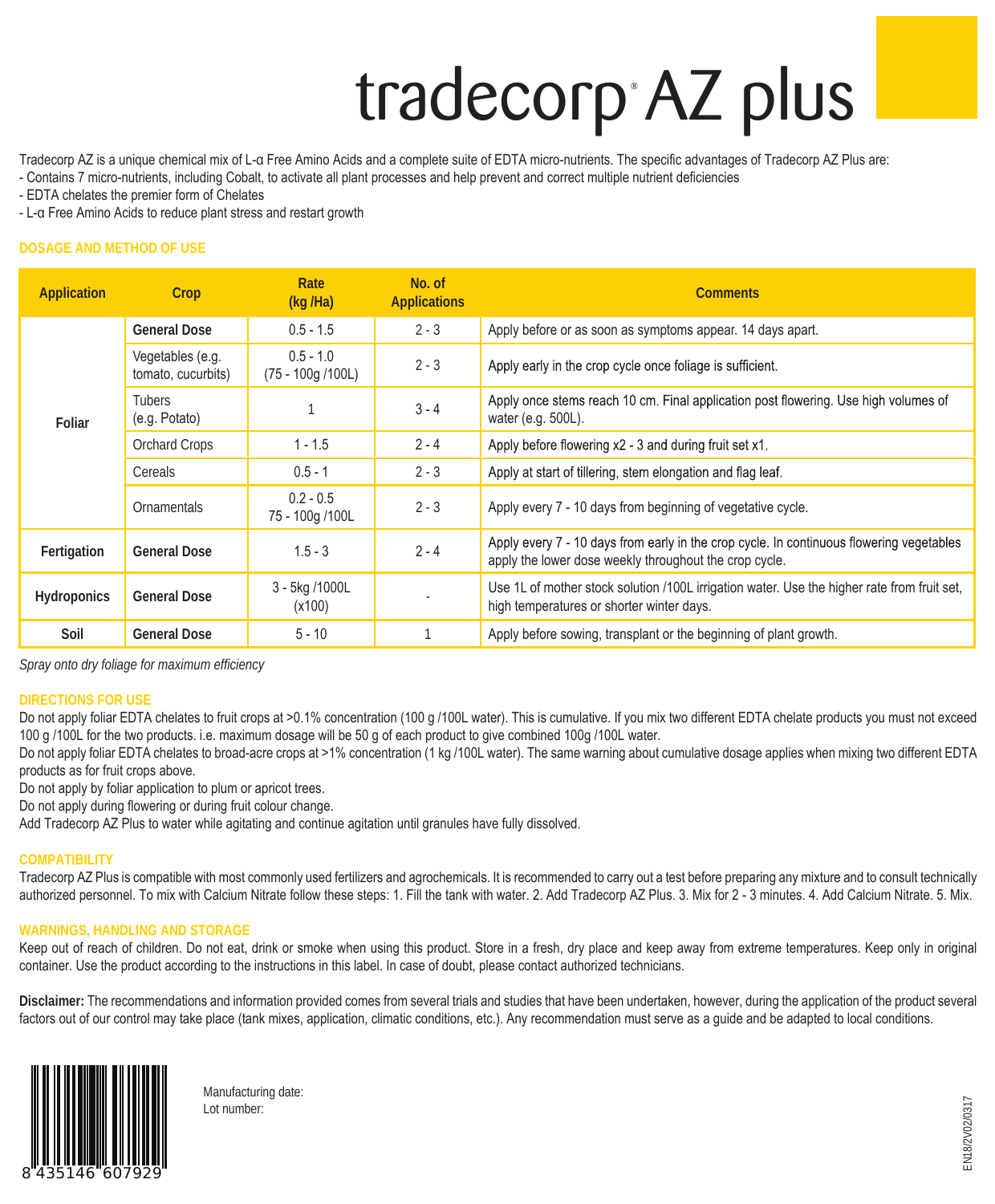# tradecorp® AZ plus

Tradecorp AZ is a unique chemical mix of L-α Free Amino Acids and a complete suite of EDTA micro-nutrients. The specific advantages of Tradecorp AZ Plus are:
- Contains 7 micro-nutrients, including Cobalt, to activate all plant processes and help prevent and correct multiple nutrient deficiencies
- EDTA chelates the premier form of Chelates
- L-α Free Amino Acids to reduce plant stress and restart growth

## DOSAGE AND METHOD OF USE

| Application | Crop | Rate (kg /Ha) | No. of Applications | Comments |
|---|---|---|---|---|
| Foliar | **General Dose** | 0.5 - 1.5 | 2 - 3 | Apply before or as soon as symptoms appear. 14 days apart. |
| | Vegetables (e.g. tomato, cucurbits) | 0.5 - 1.0 (75 - 100g /100L) | 2 - 3 | Apply early in the crop cycle once foliage is sufficient. |
| | Tubers (e.g. Potato) | 1 | 3 - 4 | Apply once stems reach 10 cm. Final application post flowering. Use high volumes of water (e.g. 500L). |
| | Orchard Crops | 1 - 1.5 | 2 - 4 | Apply before flowering x2 - 3 and during fruit set x1. |
| | Cereals | 0.5 - 1 | 2 - 3 | Apply at start of tillering, stem elongation and flag leaf. |
| | Ornamentals | 0.2 - 0.5 75 - 100g /100L | 2 - 3 | Apply every 7 - 10 days from beginning of vegetative cycle. |
| Fertigation | **General Dose** | 1.5 - 3 | 2 - 4 | Apply every 7 - 10 days from early in the crop cycle. In continuous flowering vegetables apply the lower dose weekly throughout the crop cycle. |
| Hydroponics | **General Dose** | 3 - 5kg /1000L (x100) | - | Use 1L of mother stock solution /100L irrigation water. Use the higher rate from fruit set, high temperatures or shorter winter days. |
| Soil | **General Dose** | 5 - 10 | 1 | Apply before sowing, transplant or the beginning of plant growth. |

*Spray onto dry foliage for maximum efficiency*

## DIRECTIONS FOR USE

Do not apply foliar EDTA chelates to fruit crops at >0.1% concentration (100 g /100L water). This is cumulative. If you mix two different EDTA chelate products you must not exceed 100 g /100L for the two products. i.e. maximum dosage will be 50 g of each product to give combined 100g /100L water.
Do not apply foliar EDTA chelates to broad-acre crops at >1% concentration (1 kg /100L water). The same warning about cumulative dosage applies when mixing two different EDTA products as for fruit crops above.
Do not apply by foliar application to plum or apricot trees.
Do not apply during flowering or during fruit colour change.
Add Tradecorp AZ Plus to water while agitating and continue agitation until granules have fully dissolved.

## COMPATIBILITY

Tradecorp AZ Plus is compatible with most commonly used fertilizers and agrochemicals. It is recommended to carry out a test before preparing any mixture and to consult technically authorized personnel. To mix with Calcium Nitrate follow these steps: 1. Fill the tank with water. 2. Add Tradecorp AZ Plus. 3. Mix for 2 - 3 minutes. 4. Add Calcium Nitrate. 5. Mix.

## WARNINGS, HANDLING AND STORAGE

Keep out of reach of children. Do not eat, drink or smoke when using this product. Store in a fresh, dry place and keep away from extreme temperatures. Keep only in original container. Use the product according to the instructions in this label. In case of doubt, please contact authorized technicians.

**Disclaimer:** The recommendations and information provided comes from several trials and studies that have been undertaken, however, during the application of the product several factors out of our control may take place (tank mixes, application, climatic conditions, etc.). Any recommendation must serve as a guide and be adapted to local conditions.

8 435146 607929

Manufacturing date:
Lot number:

EN18/2V02/0317